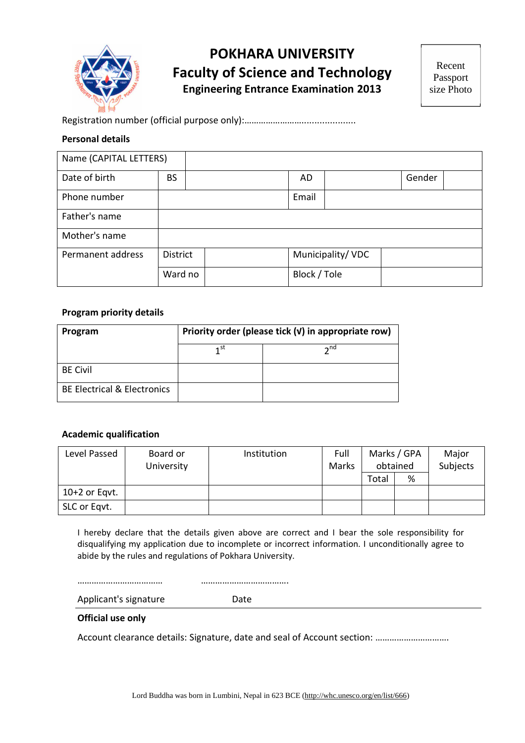# POKHARA UNIVERSITY

## Faculty of Science and Technology

### Engineering Entrance Examination 2013

Recent Passport size Photo

Registration number (official purpose only):............................................

**Personal details**

| Name (CAPITAL LETTERS) | | | | | | |
|---|---|---|---|---|---|---|
| Date of birth | BS | | AD | | Gender | |
| Phone number | | | Email | | | |
| Father's name | | | | | | |
| Mother's name | | | | | | |
| Permanent address | District | | Municipality/ VDC | | | |
| | Ward no | | Block / Tole | | | |

**Program priority details**

| Program | Priority order (please tick (√) in appropriate row) | |
|---|---|---|
| | 1st | 2nd |
| BE Civil | | |
| BE Electrical & Electronics | | |

**Academic qualification**

| Level Passed | Board or University | Institution | Full Marks | Marks / GPA obtained | | Major Subjects |
|---|---|---|---|---|---|---|
| | | | | Total | % | |
| 10+2 or Eqvt. | | | | | | |
| SLC or Eqvt. | | | | | | |

I hereby declare that the details given above are correct and I bear the sole responsibility for disqualifying my application due to incomplete or incorrect information. I unconditionally agree to abide by the rules and regulations of Pokhara University.

……………………………… ……………………………….

Applicant's signature Date

**Official use only**

Account clearance details: Signature, date and seal of Account section: ………………………….

Lord Buddha was born in Lumbini, Nepal in 623 BCE (http://whc.unesco.org/en/list/666)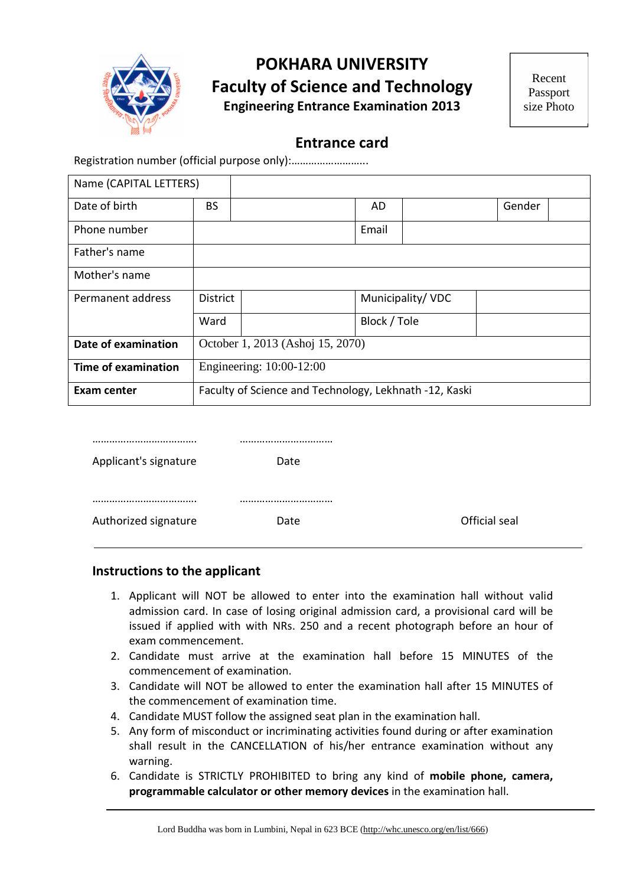# POKHARA UNIVERSITY

## Faculty of Science and Technology

### Engineering Entrance Examination 2013

Recent Passport size Photo

## Entrance card

Registration number (official purpose only):………………………..

| Name (CAPITAL LETTERS) | | | | | | |
|---|---|---|---|---|---|---|
| Date of birth | BS | | AD | | Gender | |
| Phone number | | | Email | | | |
| Father's name | | | | | | |
| Mother's name | | | | | | |
| Permanent address | District | | Municipality/ VDC | | | |
| | Ward | | Block / Tole | | | |
| **Date of examination** | October 1, 2013 (Ashoj 15, 2070) | | | | | |
| **Time of examination** | Engineering: 10:00-12:00 | | | | | |
| **Exam center** | Faculty of Science and Technology, Lekhnath -12, Kaski | | | | | |

……………………………… ……………………………

Applicant's signature Date

……………………………… ……………………………

Authorized signature Date Official seal

### Instructions to the applicant

1. Applicant will NOT be allowed to enter into the examination hall without valid admission card. In case of losing original admission card, a provisional card will be issued if applied with with NRs. 250 and a recent photograph before an hour of exam commencement.
2. Candidate must arrive at the examination hall before 15 MINUTES of the commencement of examination.
3. Candidate will NOT be allowed to enter the examination hall after 15 MINUTES of the commencement of examination time.
4. Candidate MUST follow the assigned seat plan in the examination hall.
5. Any form of misconduct or incriminating activities found during or after examination shall result in the CANCELLATION of his/her entrance examination without any warning.
6. Candidate is STRICTLY PROHIBITED to bring any kind of **mobile phone, camera, programmable calculator or other memory devices** in the examination hall.

Lord Buddha was born in Lumbini, Nepal in 623 BCE (http://whc.unesco.org/en/list/666)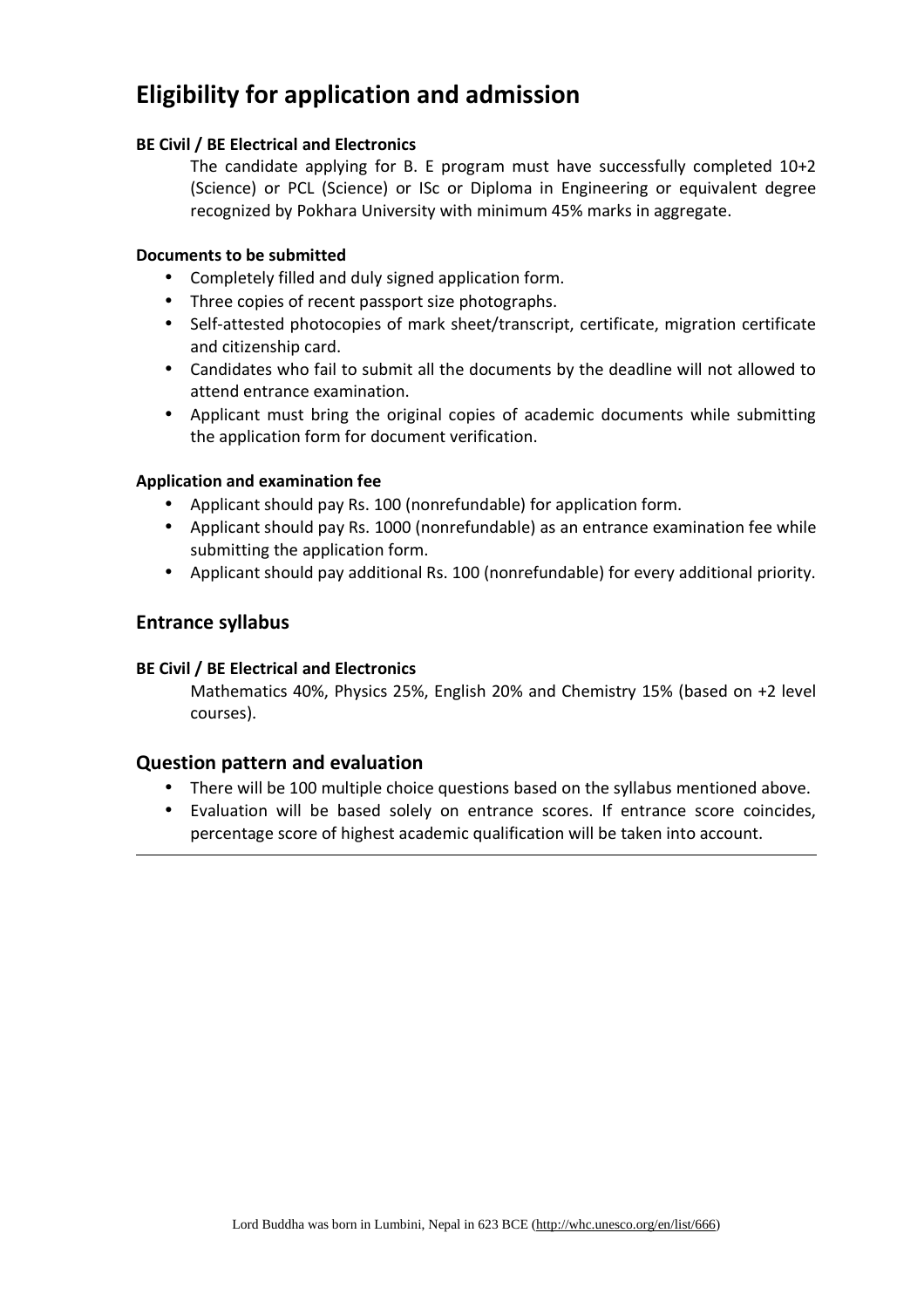# Eligibility for application and admission

**BE Civil / BE Electrical and Electronics**

The candidate applying for B. E program must have successfully completed 10+2 (Science) or PCL (Science) or ISc or Diploma in Engineering or equivalent degree recognized by Pokhara University with minimum 45% marks in aggregate.

**Documents to be submitted**

- Completely filled and duly signed application form.
- Three copies of recent passport size photographs.
- Self-attested photocopies of mark sheet/transcript, certificate, migration certificate and citizenship card.
- Candidates who fail to submit all the documents by the deadline will not allowed to attend entrance examination.
- Applicant must bring the original copies of academic documents while submitting the application form for document verification.

**Application and examination fee**

- Applicant should pay Rs. 100 (nonrefundable) for application form.
- Applicant should pay Rs. 1000 (nonrefundable) as an entrance examination fee while submitting the application form.
- Applicant should pay additional Rs. 100 (nonrefundable) for every additional priority.

## Entrance syllabus

**BE Civil / BE Electrical and Electronics**

Mathematics 40%, Physics 25%, English 20% and Chemistry 15% (based on +2 level courses).

## Question pattern and evaluation

- There will be 100 multiple choice questions based on the syllabus mentioned above.
- Evaluation will be based solely on entrance scores. If entrance score coincides, percentage score of highest academic qualification will be taken into account.